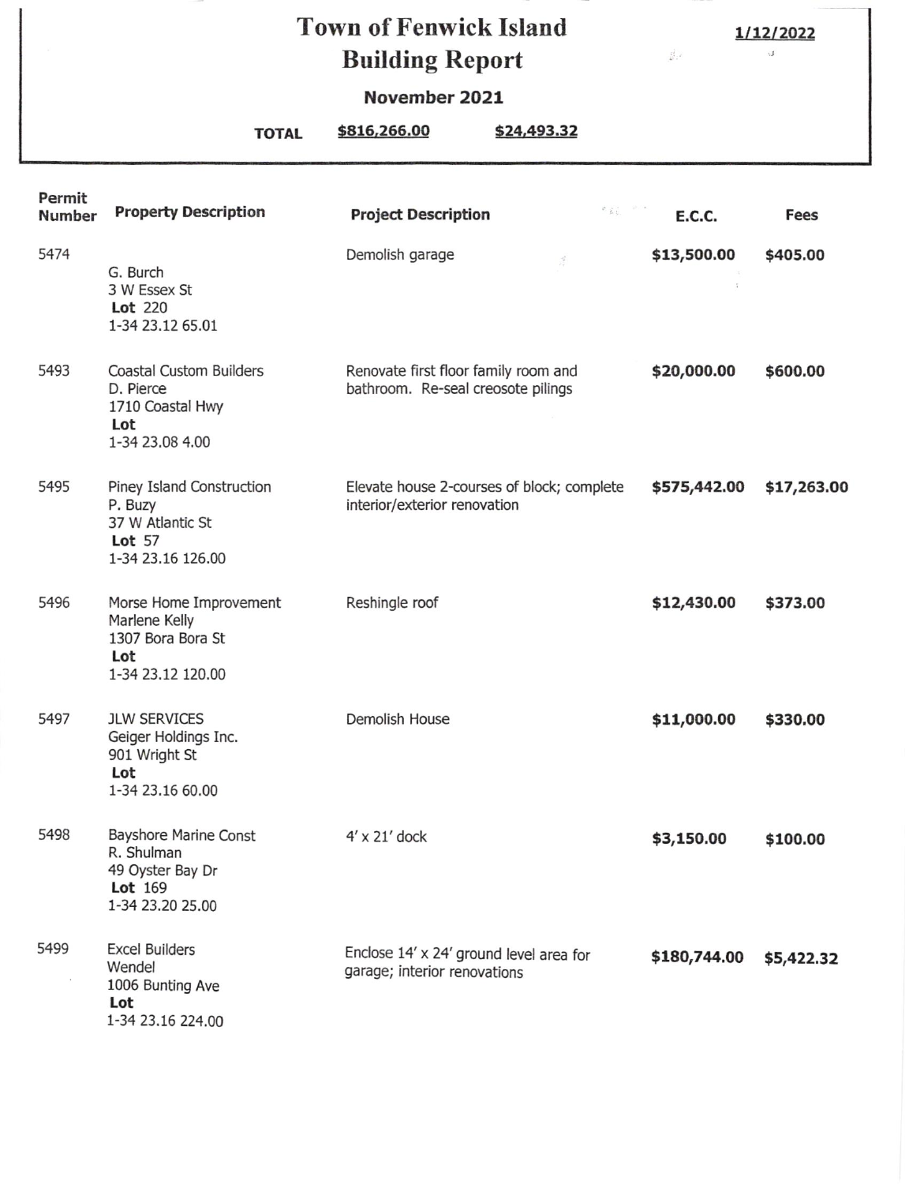# Town of Fenwick Island
# Building Report

**1/12/2022**

**November 2021**

**TOTAL** **$816,266.00** **$24,493.32**

| Permit Number | Property Description | Project Description | E.C.C. | Fees |
|---|---|---|---|---|
| 5474 | G. Burch<br>3 W Essex St<br>**Lot** 220<br>1-34 23.12 65.01 | Demolish garage | **$13,500.00** | **$405.00** |
| 5493 | Coastal Custom Builders<br>D. Pierce<br>1710 Coastal Hwy<br>**Lot**<br>1-34 23.08 4.00 | Renovate first floor family room and bathroom. Re-seal creosote pilings | **$20,000.00** | **$600.00** |
| 5495 | Piney Island Construction<br>P. Buzy<br>37 W Atlantic St<br>**Lot** 57<br>1-34 23.16 126.00 | Elevate house 2-courses of block; complete interior/exterior renovation | **$575,442.00** | **$17,263.00** |
| 5496 | Morse Home Improvement<br>Marlene Kelly<br>1307 Bora Bora St<br>**Lot**<br>1-34 23.12 120.00 | Reshingle roof | **$12,430.00** | **$373.00** |
| 5497 | JLW SERVICES<br>Geiger Holdings Inc.<br>901 Wright St<br>**Lot**<br>1-34 23.16 60.00 | Demolish House | **$11,000.00** | **$330.00** |
| 5498 | Bayshore Marine Const<br>R. Shulman<br>49 Oyster Bay Dr<br>**Lot** 169<br>1-34 23.20 25.00 | 4′ x 21′ dock | **$3,150.00** | **$100.00** |
| 5499 | Excel Builders<br>Wendel<br>1006 Bunting Ave<br>**Lot**<br>1-34 23.16 224.00 | Enclose 14′ x 24′ ground level area for garage; interior renovations | **$180,744.00** | **$5,422.32** |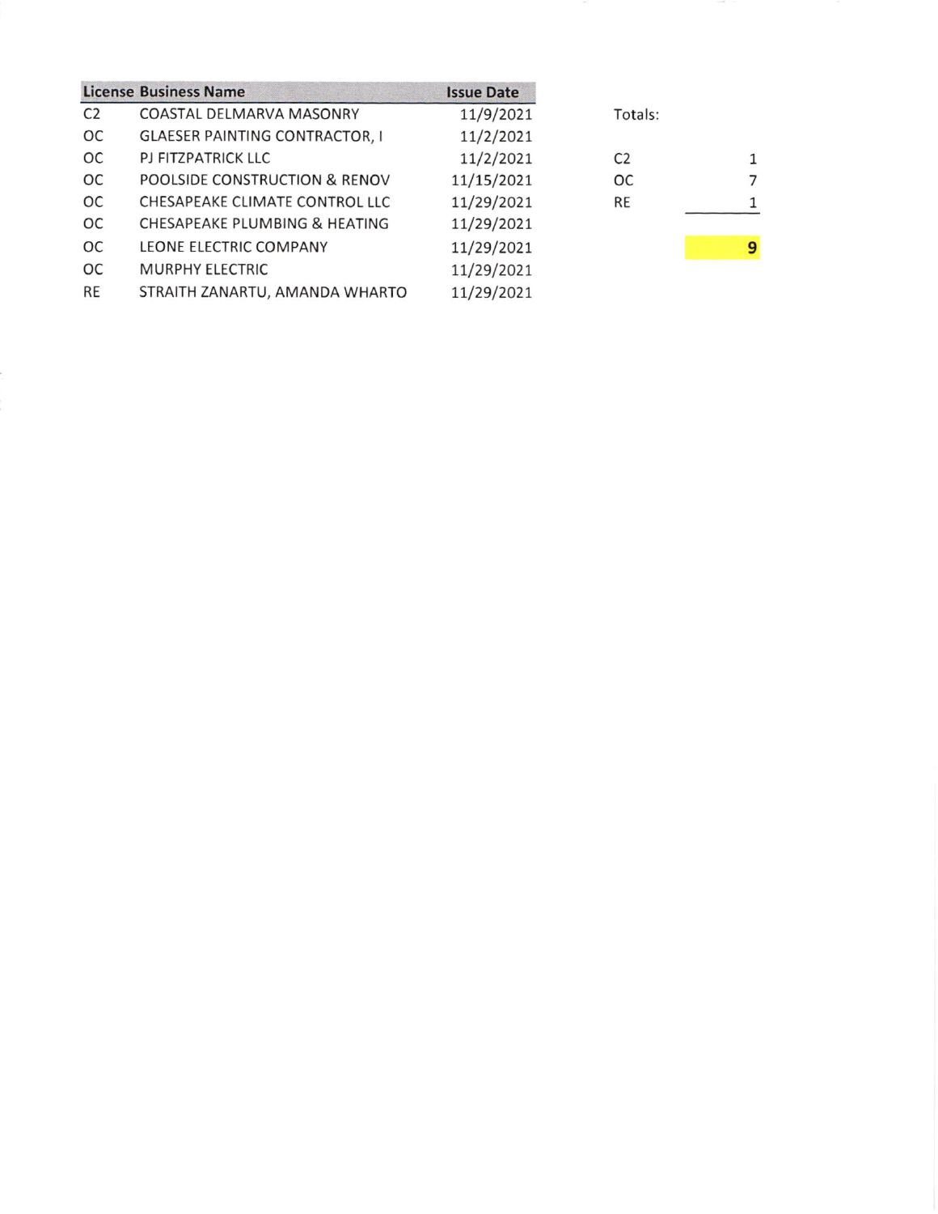| License | Business Name | Issue Date |
|---|---|---|
| C2 | COASTAL DELMARVA MASONRY | 11/9/2021 |
| OC | GLAESER PAINTING CONTRACTOR, I | 11/2/2021 |
| OC | PJ FITZPATRICK LLC | 11/2/2021 |
| OC | POOLSIDE CONSTRUCTION & RENOV | 11/15/2021 |
| OC | CHESAPEAKE CLIMATE CONTROL LLC | 11/29/2021 |
| OC | CHESAPEAKE PLUMBING & HEATING | 11/29/2021 |
| OC | LEONE ELECTRIC COMPANY | 11/29/2021 |
| OC | MURPHY ELECTRIC | 11/29/2021 |
| RE | STRAITH ZANARTU, AMANDA WHARTO | 11/29/2021 |

Totals:

| | |
|---|---|
| C2 | 1 |
| OC | 7 |
| RE | 1 |
| | **9** |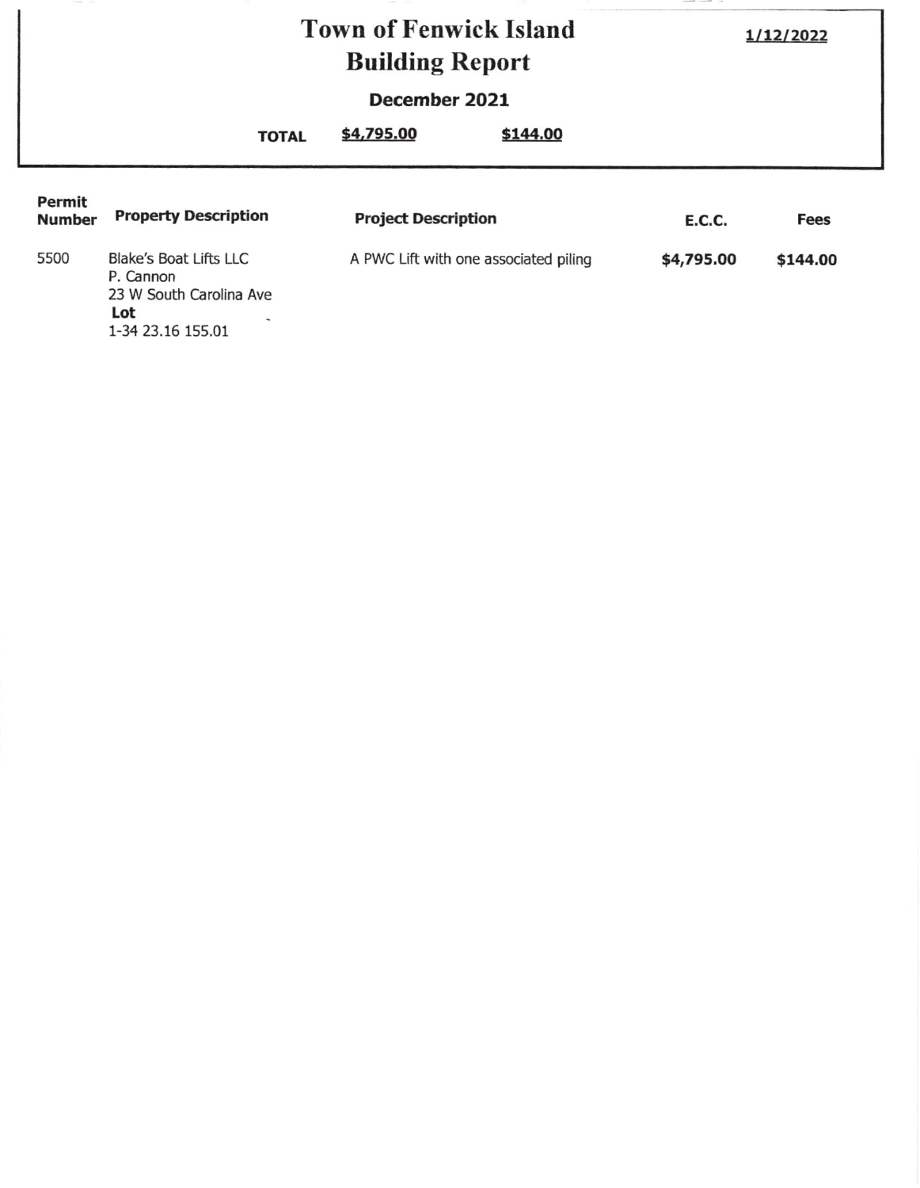# Town of Fenwick Island
## Building Report

1/12/2022

**December 2021**

**TOTAL** $4,795.00 $144.00

| Permit Number | Property Description | Project Description | E.C.C. | Fees |
| --- | --- | --- | --- | --- |
| 5500 | Blake's Boat Lifts LLC<br>P. Cannon<br>23 W South Carolina Ave<br>**Lot**<br>1-34 23.16 155.01 | A PWC Lift with one associated piling | **$4,795.00** | **$144.00** |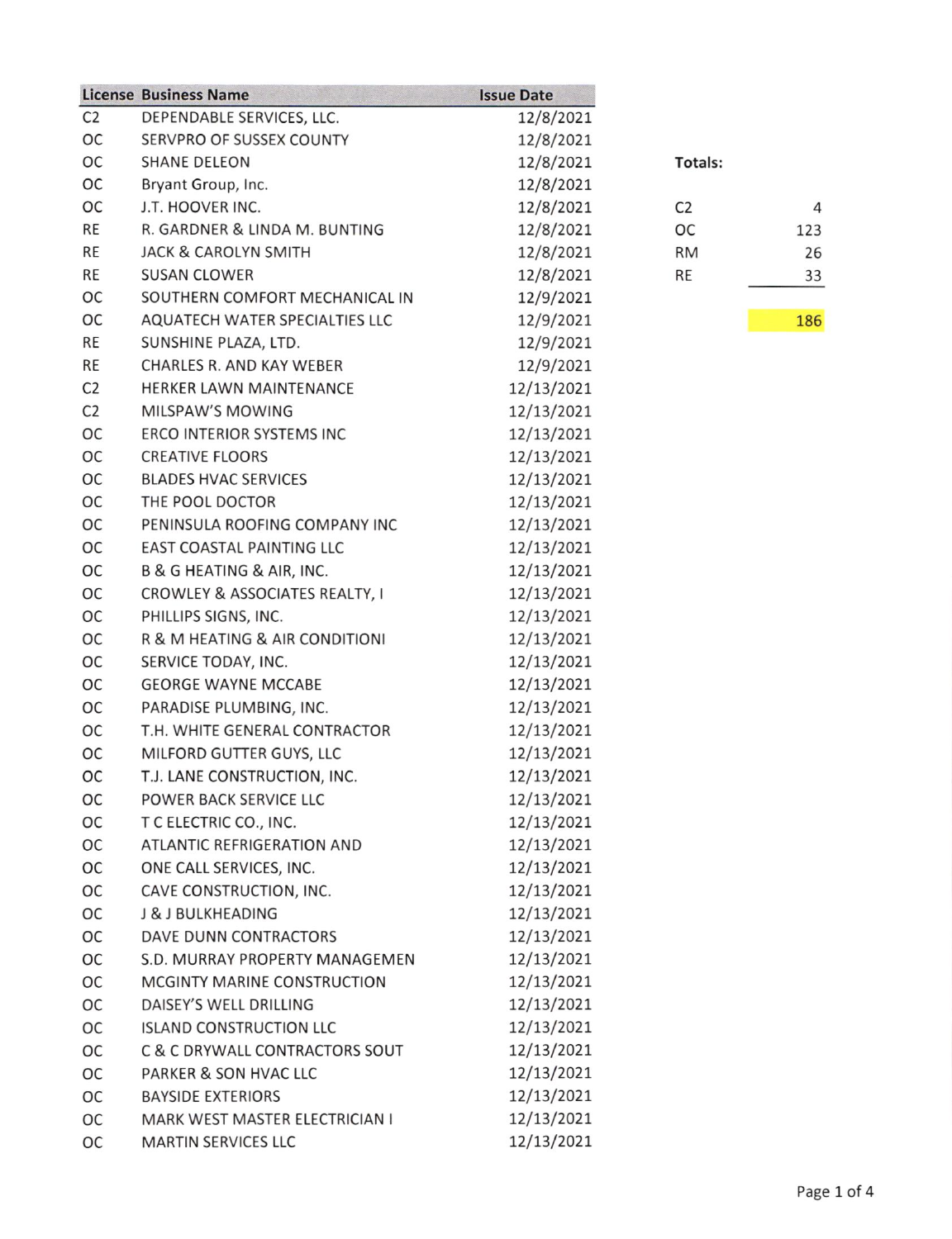| License | Business Name | Issue Date |
|---|---|---|
| C2 | DEPENDABLE SERVICES, LLC. | 12/8/2021 |
| OC | SERVPRO OF SUSSEX COUNTY | 12/8/2021 |
| OC | SHANE DELEON | 12/8/2021 |
| OC | Bryant Group, Inc. | 12/8/2021 |
| OC | J.T. HOOVER INC. | 12/8/2021 |
| RE | R. GARDNER & LINDA M. BUNTING | 12/8/2021 |
| RE | JACK & CAROLYN SMITH | 12/8/2021 |
| RE | SUSAN CLOWER | 12/8/2021 |
| OC | SOUTHERN COMFORT MECHANICAL IN | 12/9/2021 |
| OC | AQUATECH WATER SPECIALTIES LLC | 12/9/2021 |
| RE | SUNSHINE PLAZA, LTD. | 12/9/2021 |
| RE | CHARLES R. AND KAY WEBER | 12/9/2021 |
| C2 | HERKER LAWN MAINTENANCE | 12/13/2021 |
| C2 | MILSPAW'S MOWING | 12/13/2021 |
| OC | ERCO INTERIOR SYSTEMS INC | 12/13/2021 |
| OC | CREATIVE FLOORS | 12/13/2021 |
| OC | BLADES HVAC SERVICES | 12/13/2021 |
| OC | THE POOL DOCTOR | 12/13/2021 |
| OC | PENINSULA ROOFING COMPANY INC | 12/13/2021 |
| OC | EAST COASTAL PAINTING LLC | 12/13/2021 |
| OC | B & G HEATING & AIR, INC. | 12/13/2021 |
| OC | CROWLEY & ASSOCIATES REALTY, I | 12/13/2021 |
| OC | PHILLIPS SIGNS, INC. | 12/13/2021 |
| OC | R & M HEATING & AIR CONDITIONI | 12/13/2021 |
| OC | SERVICE TODAY, INC. | 12/13/2021 |
| OC | GEORGE WAYNE MCCABE | 12/13/2021 |
| OC | PARADISE PLUMBING, INC. | 12/13/2021 |
| OC | T.H. WHITE GENERAL CONTRACTOR | 12/13/2021 |
| OC | MILFORD GUTTER GUYS, LLC | 12/13/2021 |
| OC | T.J. LANE CONSTRUCTION, INC. | 12/13/2021 |
| OC | POWER BACK SERVICE LLC | 12/13/2021 |
| OC | T C ELECTRIC CO., INC. | 12/13/2021 |
| OC | ATLANTIC REFRIGERATION AND | 12/13/2021 |
| OC | ONE CALL SERVICES, INC. | 12/13/2021 |
| OC | CAVE CONSTRUCTION, INC. | 12/13/2021 |
| OC | J & J BULKHEADING | 12/13/2021 |
| OC | DAVE DUNN CONTRACTORS | 12/13/2021 |
| OC | S.D. MURRAY PROPERTY MANAGEMEN | 12/13/2021 |
| OC | MCGINTY MARINE CONSTRUCTION | 12/13/2021 |
| OC | DAISEY'S WELL DRILLING | 12/13/2021 |
| OC | ISLAND CONSTRUCTION LLC | 12/13/2021 |
| OC | C & C DRYWALL CONTRACTORS SOUT | 12/13/2021 |
| OC | PARKER & SON HVAC LLC | 12/13/2021 |
| OC | BAYSIDE EXTERIORS | 12/13/2021 |
| OC | MARK WEST MASTER ELECTRICIAN I | 12/13/2021 |
| OC | MARTIN SERVICES LLC | 12/13/2021 |

**Totals:**

| License | Count |
|---|---|
| C2 | 4 |
| OC | 123 |
| RM | 26 |
| RE | 33 |
| | 186 |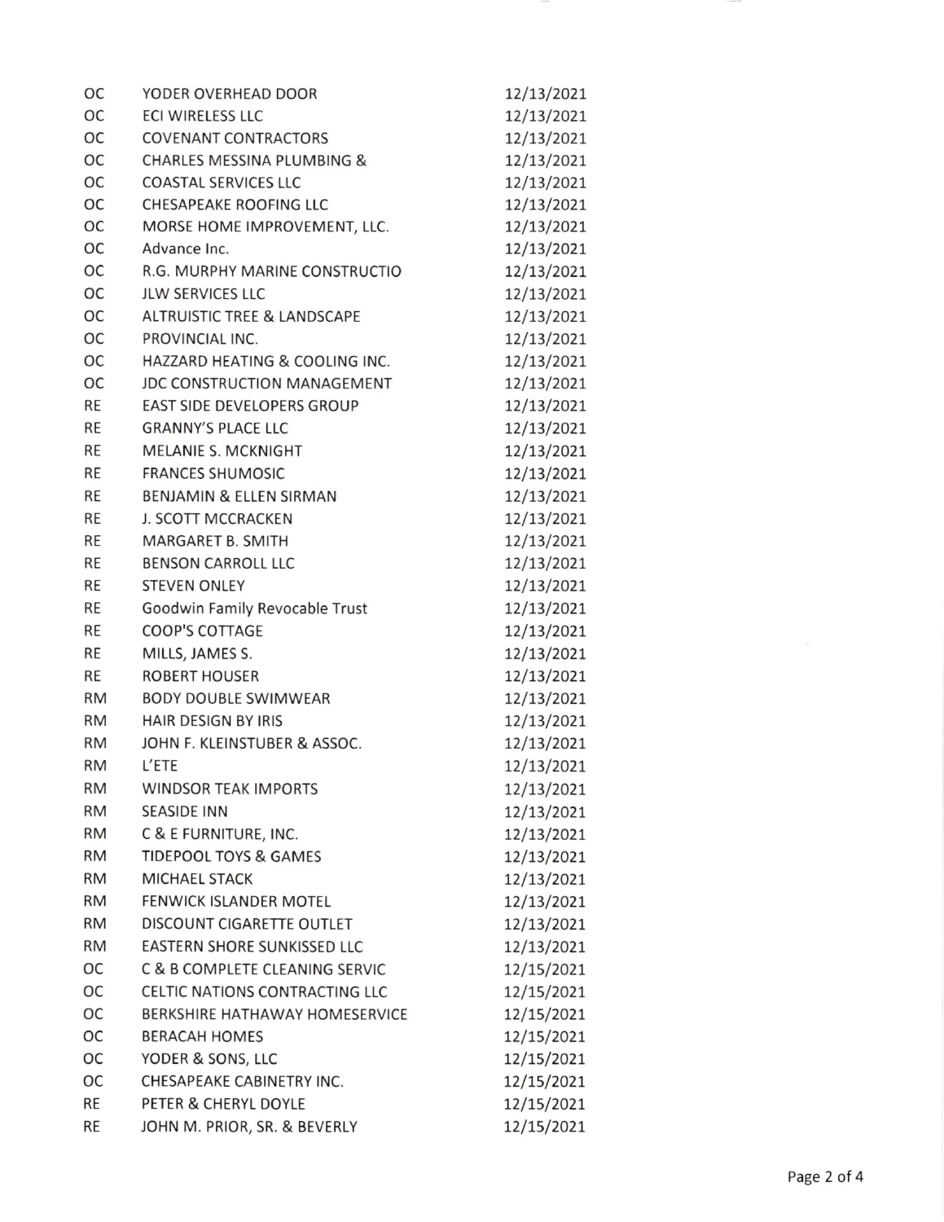| | | |
|---|---|---|
| OC | YODER OVERHEAD DOOR | 12/13/2021 |
| OC | ECI WIRELESS LLC | 12/13/2021 |
| OC | COVENANT CONTRACTORS | 12/13/2021 |
| OC | CHARLES MESSINA PLUMBING & | 12/13/2021 |
| OC | COASTAL SERVICES LLC | 12/13/2021 |
| OC | CHESAPEAKE ROOFING LLC | 12/13/2021 |
| OC | MORSE HOME IMPROVEMENT, LLC. | 12/13/2021 |
| OC | Advance Inc. | 12/13/2021 |
| OC | R.G. MURPHY MARINE CONSTRUCTIO | 12/13/2021 |
| OC | JLW SERVICES LLC | 12/13/2021 |
| OC | ALTRUISTIC TREE & LANDSCAPE | 12/13/2021 |
| OC | PROVINCIAL INC. | 12/13/2021 |
| OC | HAZZARD HEATING & COOLING INC. | 12/13/2021 |
| OC | JDC CONSTRUCTION MANAGEMENT | 12/13/2021 |
| RE | EAST SIDE DEVELOPERS GROUP | 12/13/2021 |
| RE | GRANNY'S PLACE LLC | 12/13/2021 |
| RE | MELANIE S. MCKNIGHT | 12/13/2021 |
| RE | FRANCES SHUMOSIC | 12/13/2021 |
| RE | BENJAMIN & ELLEN SIRMAN | 12/13/2021 |
| RE | J. SCOTT MCCRACKEN | 12/13/2021 |
| RE | MARGARET B. SMITH | 12/13/2021 |
| RE | BENSON CARROLL LLC | 12/13/2021 |
| RE | STEVEN ONLEY | 12/13/2021 |
| RE | Goodwin Family Revocable Trust | 12/13/2021 |
| RE | COOP'S COTTAGE | 12/13/2021 |
| RE | MILLS, JAMES S. | 12/13/2021 |
| RE | ROBERT HOUSER | 12/13/2021 |
| RM | BODY DOUBLE SWIMWEAR | 12/13/2021 |
| RM | HAIR DESIGN BY IRIS | 12/13/2021 |
| RM | JOHN F. KLEINSTUBER & ASSOC. | 12/13/2021 |
| RM | L'ETE | 12/13/2021 |
| RM | WINDSOR TEAK IMPORTS | 12/13/2021 |
| RM | SEASIDE INN | 12/13/2021 |
| RM | C & E FURNITURE, INC. | 12/13/2021 |
| RM | TIDEPOOL TOYS & GAMES | 12/13/2021 |
| RM | MICHAEL STACK | 12/13/2021 |
| RM | FENWICK ISLANDER MOTEL | 12/13/2021 |
| RM | DISCOUNT CIGARETTE OUTLET | 12/13/2021 |
| RM | EASTERN SHORE SUNKISSED LLC | 12/13/2021 |
| OC | C & B COMPLETE CLEANING SERVIC | 12/15/2021 |
| OC | CELTIC NATIONS CONTRACTING LLC | 12/15/2021 |
| OC | BERKSHIRE HATHAWAY HOMESERVICE | 12/15/2021 |
| OC | BERACAH HOMES | 12/15/2021 |
| OC | YODER & SONS, LLC | 12/15/2021 |
| OC | CHESAPEAKE CABINETRY INC. | 12/15/2021 |
| RE | PETER & CHERYL DOYLE | 12/15/2021 |
| RE | JOHN M. PRIOR, SR. & BEVERLY | 12/15/2021 |